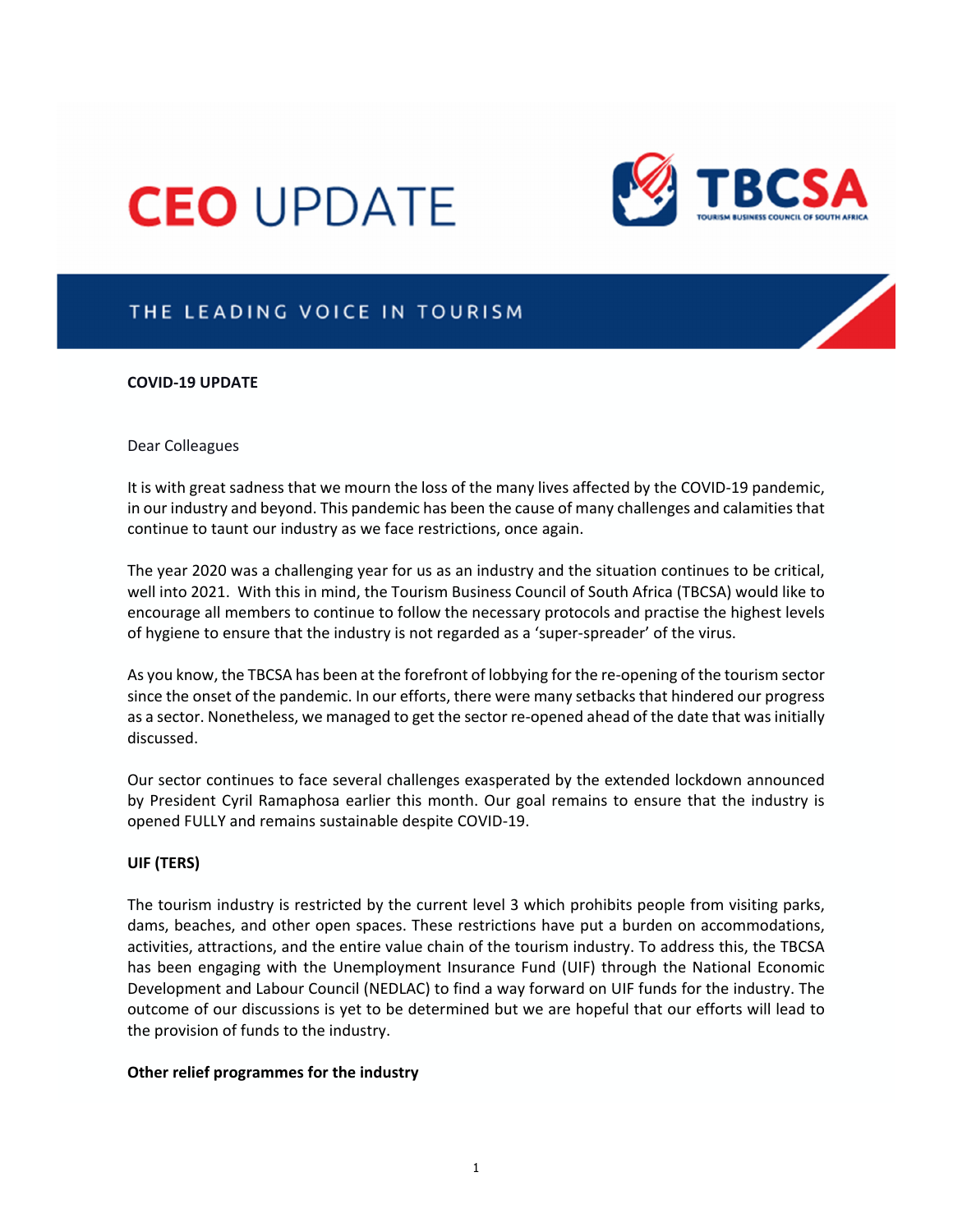# CEO UPDATE

**TBCSA**
TOURISM BUSINESS COUNCIL OF SOUTH AFRICA

THE LEADING VOICE IN TOURISM

**COVID-19 UPDATE**

Dear Colleagues

It is with great sadness that we mourn the loss of the many lives affected by the COVID-19 pandemic, in our industry and beyond. This pandemic has been the cause of many challenges and calamities that continue to taunt our industry as we face restrictions, once again.

The year 2020 was a challenging year for us as an industry and the situation continues to be critical, well into 2021. With this in mind, the Tourism Business Council of South Africa (TBCSA) would like to encourage all members to continue to follow the necessary protocols and practise the highest levels of hygiene to ensure that the industry is not regarded as a 'super-spreader' of the virus.

As you know, the TBCSA has been at the forefront of lobbying for the re-opening of the tourism sector since the onset of the pandemic. In our efforts, there were many setbacks that hindered our progress as a sector. Nonetheless, we managed to get the sector re-opened ahead of the date that was initially discussed.

Our sector continues to face several challenges exasperated by the extended lockdown announced by President Cyril Ramaphosa earlier this month. Our goal remains to ensure that the industry is opened FULLY and remains sustainable despite COVID-19.

**UIF (TERS)**

The tourism industry is restricted by the current level 3 which prohibits people from visiting parks, dams, beaches, and other open spaces. These restrictions have put a burden on accommodations, activities, attractions, and the entire value chain of the tourism industry. To address this, the TBCSA has been engaging with the Unemployment Insurance Fund (UIF) through the National Economic Development and Labour Council (NEDLAC) to find a way forward on UIF funds for the industry. The outcome of our discussions is yet to be determined but we are hopeful that our efforts will lead to the provision of funds to the industry.

**Other relief programmes for the industry**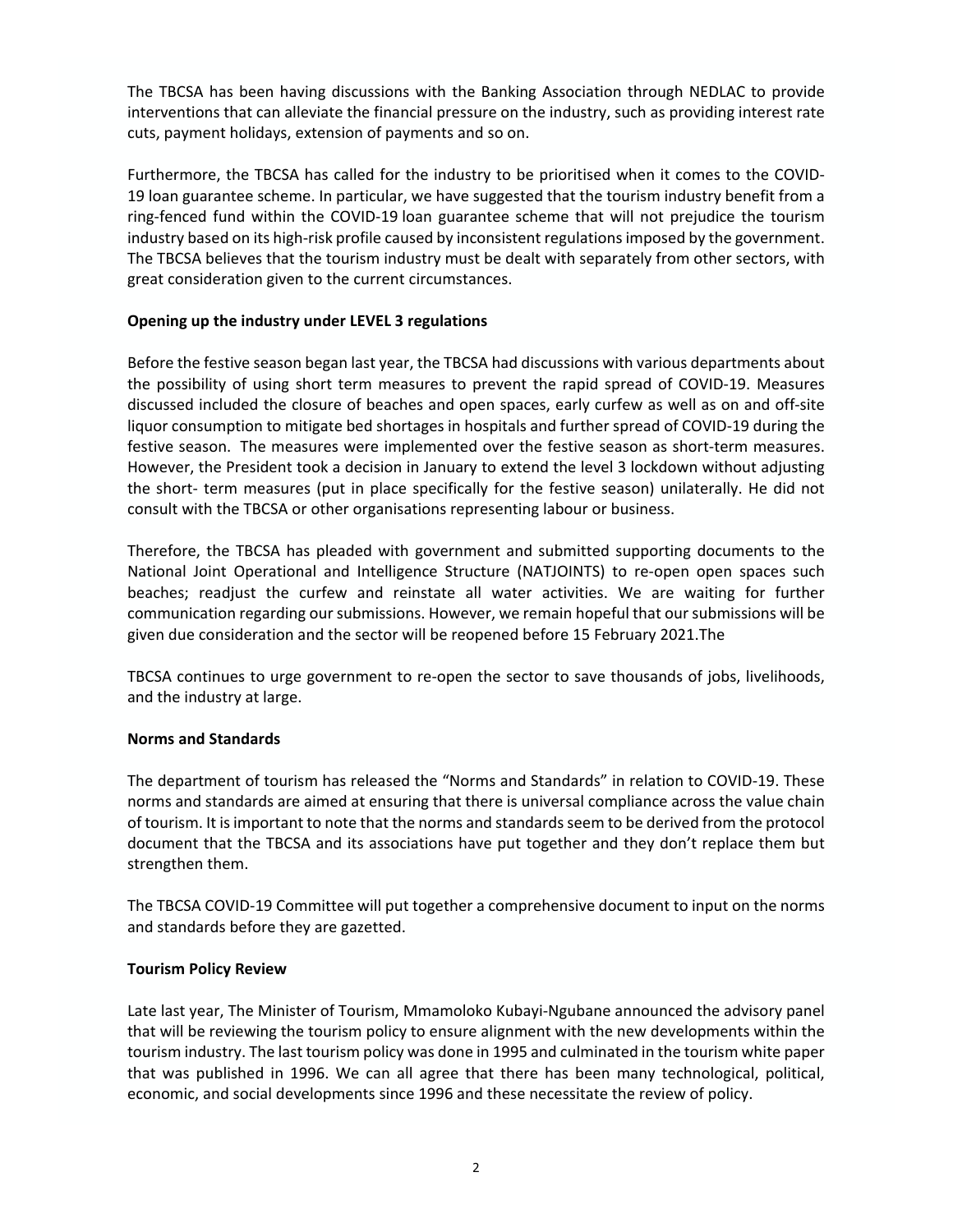The TBCSA has been having discussions with the Banking Association through NEDLAC to provide interventions that can alleviate the financial pressure on the industry, such as providing interest rate cuts, payment holidays, extension of payments and so on.

Furthermore, the TBCSA has called for the industry to be prioritised when it comes to the COVID-19 loan guarantee scheme. In particular, we have suggested that the tourism industry benefit from a ring-fenced fund within the COVID-19 loan guarantee scheme that will not prejudice the tourism industry based on its high-risk profile caused by inconsistent regulations imposed by the government. The TBCSA believes that the tourism industry must be dealt with separately from other sectors, with great consideration given to the current circumstances.

**Opening up the industry under LEVEL 3 regulations**

Before the festive season began last year, the TBCSA had discussions with various departments about the possibility of using short term measures to prevent the rapid spread of COVID-19. Measures discussed included the closure of beaches and open spaces, early curfew as well as on and off-site liquor consumption to mitigate bed shortages in hospitals and further spread of COVID-19 during the festive season. The measures were implemented over the festive season as short-term measures. However, the President took a decision in January to extend the level 3 lockdown without adjusting the short- term measures (put in place specifically for the festive season) unilaterally. He did not consult with the TBCSA or other organisations representing labour or business.

Therefore, the TBCSA has pleaded with government and submitted supporting documents to the National Joint Operational and Intelligence Structure (NATJOINTS) to re-open open spaces such beaches; readjust the curfew and reinstate all water activities. We are waiting for further communication regarding our submissions. However, we remain hopeful that our submissions will be given due consideration and the sector will be reopened before 15 February 2021.The

TBCSA continues to urge government to re-open the sector to save thousands of jobs, livelihoods, and the industry at large.

**Norms and Standards**

The department of tourism has released the "Norms and Standards" in relation to COVID-19. These norms and standards are aimed at ensuring that there is universal compliance across the value chain of tourism. It is important to note that the norms and standards seem to be derived from the protocol document that the TBCSA and its associations have put together and they don't replace them but strengthen them.

The TBCSA COVID-19 Committee will put together a comprehensive document to input on the norms and standards before they are gazetted.

**Tourism Policy Review**

Late last year, The Minister of Tourism, Mmamoloko Kubayi-Ngubane announced the advisory panel that will be reviewing the tourism policy to ensure alignment with the new developments within the tourism industry. The last tourism policy was done in 1995 and culminated in the tourism white paper that was published in 1996. We can all agree that there has been many technological, political, economic, and social developments since 1996 and these necessitate the review of policy.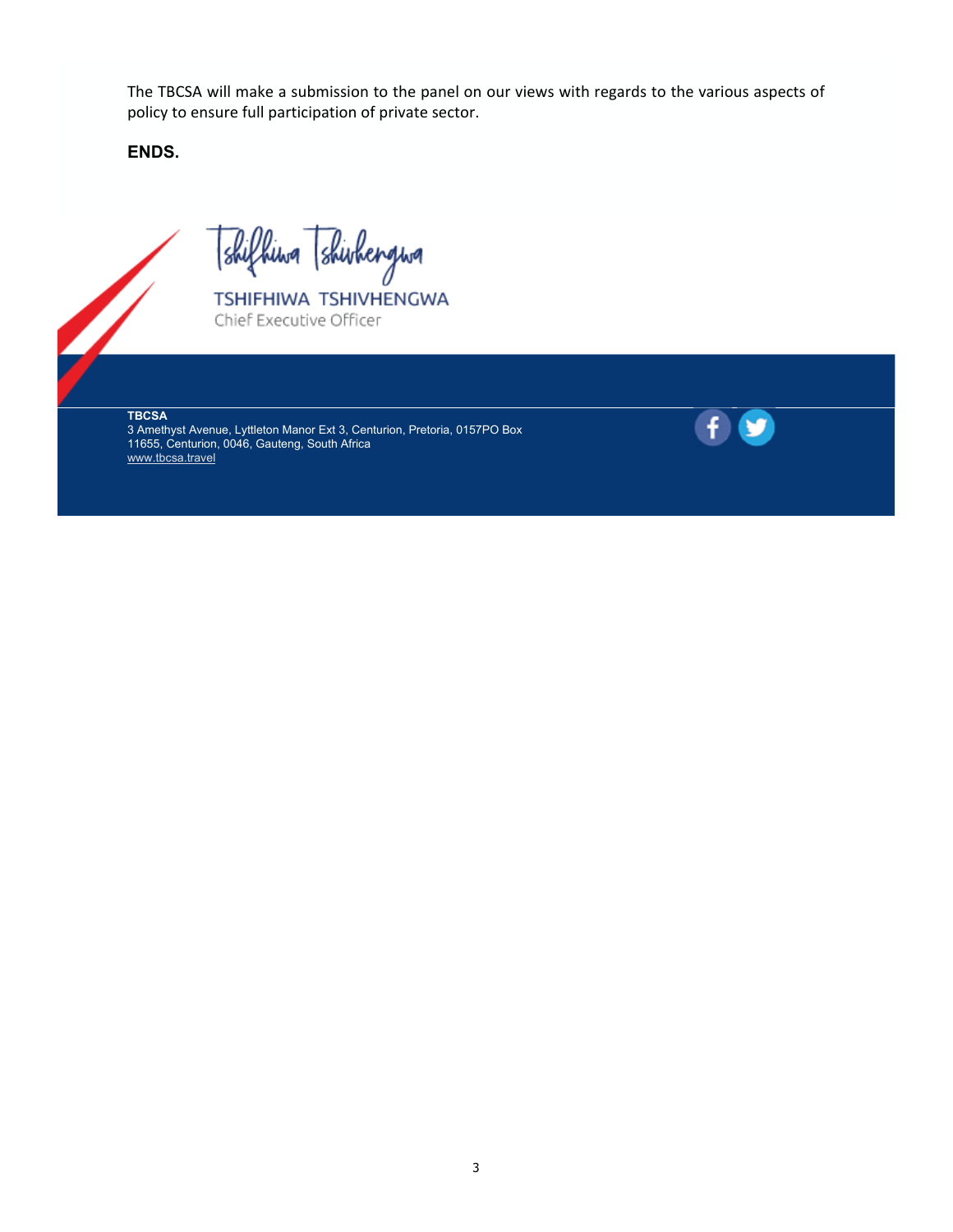The TBCSA will make a submission to the panel on our views with regards to the various aspects of policy to ensure full participation of private sector.

**ENDS.**

TSHIFHIWA TSHIVHENGWA
Chief Executive Officer

**TBCSA**
3 Amethyst Avenue, Lyttleton Manor Ext 3, Centurion, Pretoria, 0157PO Box 11655, Centurion, 0046, Gauteng, South Africa
www.tbcsa.travel